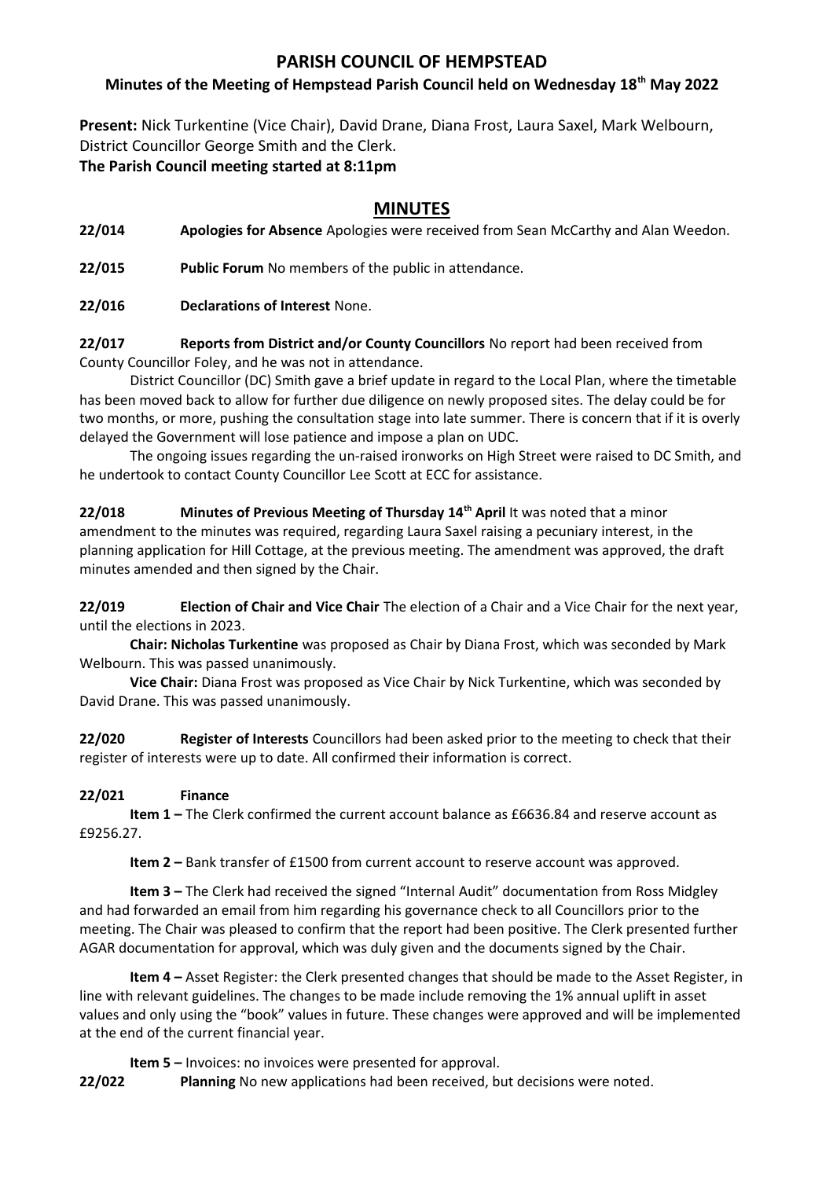# PARISH COUNCIL OF HEMPSTEAD

## Minutes of the Meeting of Hempstead Parish Council held on Wednesday 18th May 2022

**Present:** Nick Turkentine (Vice Chair), David Drane, Diana Frost, Laura Saxel, Mark Welbourn, District Councillor George Smith and the Clerk.

**The Parish Council meeting started at 8:11pm**

## MINUTES

**22/014** **Apologies for Absence** Apologies were received from Sean McCarthy and Alan Weedon.

**22/015** **Public Forum** No members of the public in attendance.

**22/016** **Declarations of Interest** None.

**22/017** **Reports from District and/or County Councillors** No report had been received from County Councillor Foley, and he was not in attendance.

District Councillor (DC) Smith gave a brief update in regard to the Local Plan, where the timetable has been moved back to allow for further due diligence on newly proposed sites. The delay could be for two months, or more, pushing the consultation stage into late summer. There is concern that if it is overly delayed the Government will lose patience and impose a plan on UDC.

The ongoing issues regarding the un-raised ironworks on High Street were raised to DC Smith, and he undertook to contact County Councillor Lee Scott at ECC for assistance.

**22/018** **Minutes of Previous Meeting of Thursday 14th April** It was noted that a minor amendment to the minutes was required, regarding Laura Saxel raising a pecuniary interest, in the planning application for Hill Cottage, at the previous meeting. The amendment was approved, the draft minutes amended and then signed by the Chair.

**22/019** **Election of Chair and Vice Chair** The election of a Chair and a Vice Chair for the next year, until the elections in 2023.

**Chair: Nicholas Turkentine** was proposed as Chair by Diana Frost, which was seconded by Mark Welbourn. This was passed unanimously.

**Vice Chair:** Diana Frost was proposed as Vice Chair by Nick Turkentine, which was seconded by David Drane. This was passed unanimously.

**22/020** **Register of Interests** Councillors had been asked prior to the meeting to check that their register of interests were up to date. All confirmed their information is correct.

**22/021** **Finance**

**Item 1 –** The Clerk confirmed the current account balance as £6636.84 and reserve account as £9256.27.

**Item 2 –** Bank transfer of £1500 from current account to reserve account was approved.

**Item 3 –** The Clerk had received the signed "Internal Audit" documentation from Ross Midgley and had forwarded an email from him regarding his governance check to all Councillors prior to the meeting. The Chair was pleased to confirm that the report had been positive. The Clerk presented further AGAR documentation for approval, which was duly given and the documents signed by the Chair.

**Item 4 –** Asset Register: the Clerk presented changes that should be made to the Asset Register, in line with relevant guidelines. The changes to be made include removing the 1% annual uplift in asset values and only using the "book" values in future. These changes were approved and will be implemented at the end of the current financial year.

**Item 5 –** Invoices: no invoices were presented for approval.

**22/022** **Planning** No new applications had been received, but decisions were noted.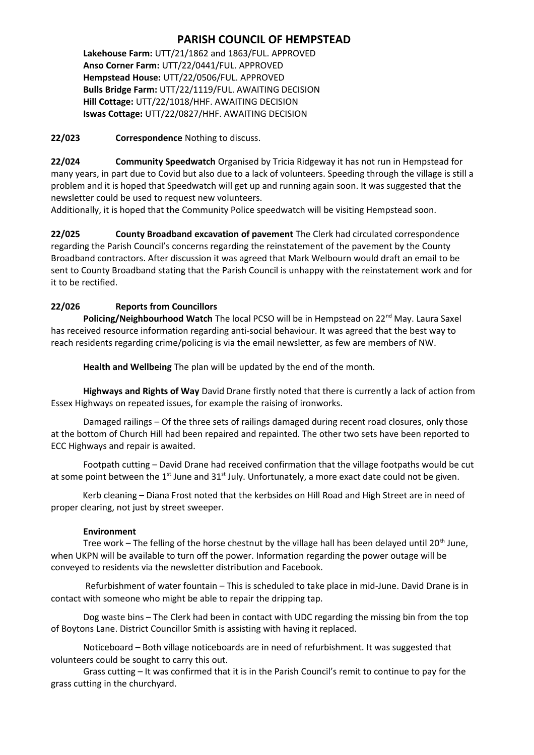# PARISH COUNCIL OF HEMPSTEAD

**Lakehouse Farm:** UTT/21/1862 and 1863/FUL. APPROVED
**Anso Corner Farm:** UTT/22/0441/FUL. APPROVED
**Hempstead House:** UTT/22/0506/FUL. APPROVED
**Bulls Bridge Farm:** UTT/22/1119/FUL. AWAITING DECISION
**Hill Cottage:** UTT/22/1018/HHF. AWAITING DECISION
**Iswas Cottage:** UTT/22/0827/HHF. AWAITING DECISION

**22/023 Correspondence** Nothing to discuss.

**22/024 Community Speedwatch** Organised by Tricia Ridgeway it has not run in Hempstead for many years, in part due to Covid but also due to a lack of volunteers. Speeding through the village is still a problem and it is hoped that Speedwatch will get up and running again soon. It was suggested that the newsletter could be used to request new volunteers.
Additionally, it is hoped that the Community Police speedwatch will be visiting Hempstead soon.

**22/025 County Broadband excavation of pavement** The Clerk had circulated correspondence regarding the Parish Council's concerns regarding the reinstatement of the pavement by the County Broadband contractors. After discussion it was agreed that Mark Welbourn would draft an email to be sent to County Broadband stating that the Parish Council is unhappy with the reinstatement work and for it to be rectified.

**22/026 Reports from Councillors**

**Policing/Neighbourhood Watch** The local PCSO will be in Hempstead on 22nd May. Laura Saxel has received resource information regarding anti-social behaviour. It was agreed that the best way to reach residents regarding crime/policing is via the email newsletter, as few are members of NW.

**Health and Wellbeing** The plan will be updated by the end of the month.

**Highways and Rights of Way** David Drane firstly noted that there is currently a lack of action from Essex Highways on repeated issues, for example the raising of ironworks.

Damaged railings – Of the three sets of railings damaged during recent road closures, only those at the bottom of Church Hill had been repaired and repainted. The other two sets have been reported to ECC Highways and repair is awaited.

Footpath cutting – David Drane had received confirmation that the village footpaths would be cut at some point between the 1st June and 31st July. Unfortunately, a more exact date could not be given.

Kerb cleaning – Diana Frost noted that the kerbsides on Hill Road and High Street are in need of proper clearing, not just by street sweeper.

**Environment**

Tree work – The felling of the horse chestnut by the village hall has been delayed until 20th June, when UKPN will be available to turn off the power. Information regarding the power outage will be conveyed to residents via the newsletter distribution and Facebook.

Refurbishment of water fountain – This is scheduled to take place in mid-June. David Drane is in contact with someone who might be able to repair the dripping tap.

Dog waste bins – The Clerk had been in contact with UDC regarding the missing bin from the top of Boytons Lane. District Councillor Smith is assisting with having it replaced.

Noticeboard – Both village noticeboards are in need of refurbishment. It was suggested that volunteers could be sought to carry this out.

Grass cutting – It was confirmed that it is in the Parish Council's remit to continue to pay for the grass cutting in the churchyard.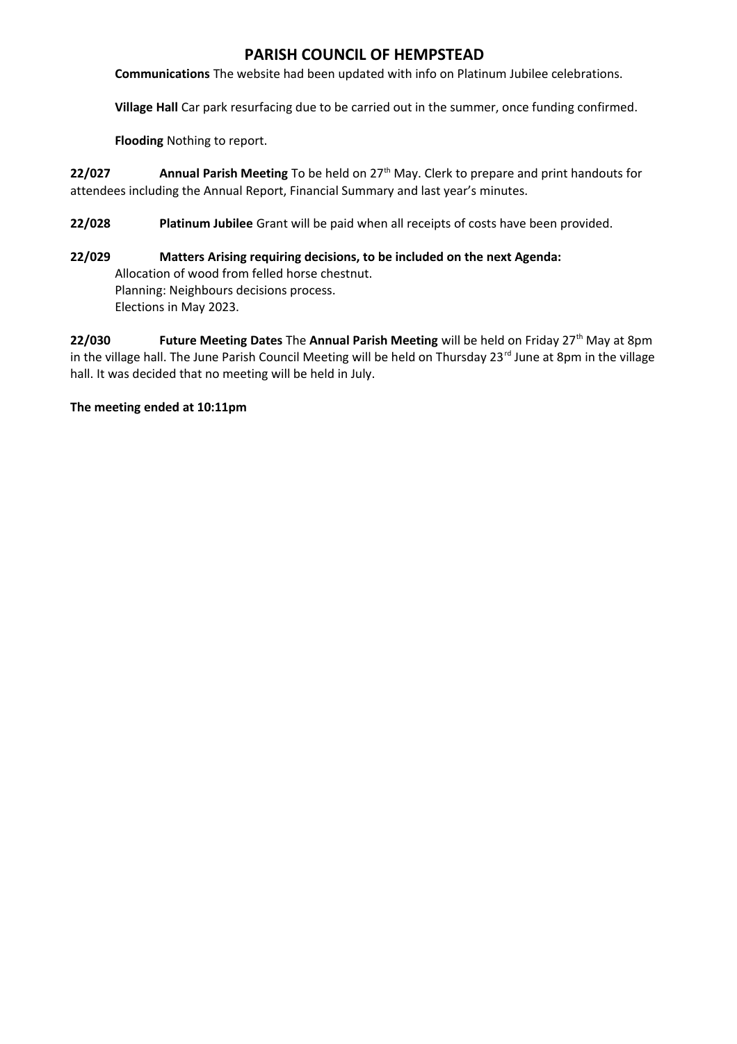# PARISH COUNCIL OF HEMPSTEAD

**Communications** The website had been updated with info on Platinum Jubilee celebrations.

**Village Hall** Car park resurfacing due to be carried out in the summer, once funding confirmed.

**Flooding** Nothing to report.

**22/027** **Annual Parish Meeting** To be held on 27th May. Clerk to prepare and print handouts for attendees including the Annual Report, Financial Summary and last year's minutes.

**22/028** **Platinum Jubilee** Grant will be paid when all receipts of costs have been provided.

**22/029** **Matters Arising requiring decisions, to be included on the next Agenda:**

Allocation of wood from felled horse chestnut.
Planning: Neighbours decisions process.
Elections in May 2023.

**22/030** **Future Meeting Dates** The **Annual Parish Meeting** will be held on Friday 27th May at 8pm in the village hall. The June Parish Council Meeting will be held on Thursday 23rd June at 8pm in the village hall. It was decided that no meeting will be held in July.

**The meeting ended at 10:11pm**